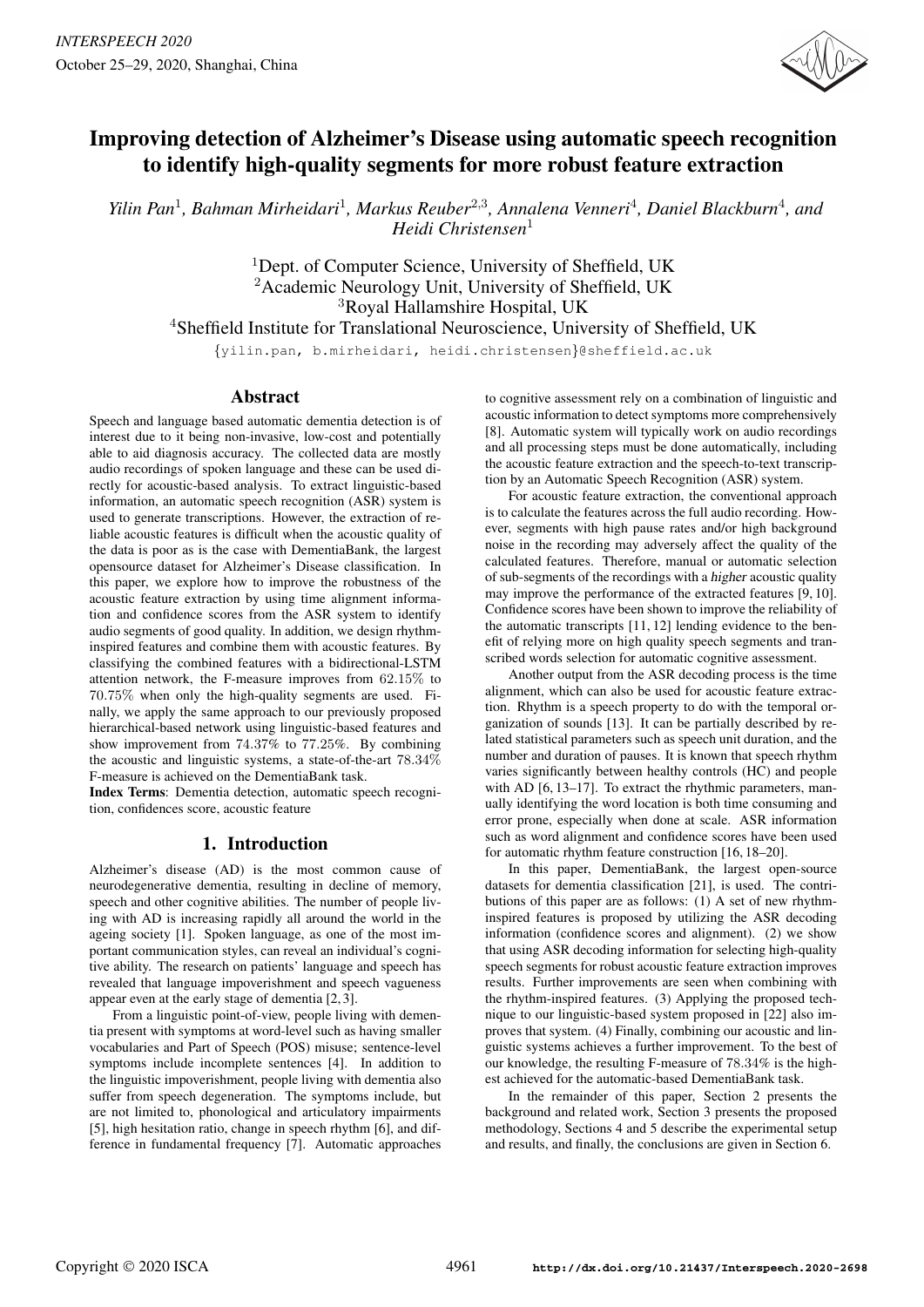# Improving detection of Alzheimer's Disease using automatic speech recognition to identify high-quality segments for more robust feature extraction

*Yilin Pan[1], Bahman Mirheidari[1], Markus Reuber[2,3], Annalena Venneri[4], Daniel Blackburn[4], and Heidi Christensen[1]*

[1]Dept. of Computer Science, University of Sheffield, UK
[2]Academic Neurology Unit, University of Sheffield, UK
[3]Royal Hallamshire Hospital, UK
[4]Sheffield Institute for Translational Neuroscience, University of Sheffield, UK

{yilin.pan, b.mirheidari, heidi.christensen}@sheffield.ac.uk

## Abstract

Speech and language based automatic dementia detection is of interest due to it being non-invasive, low-cost and potentially able to aid diagnosis accuracy. The collected data are mostly audio recordings of spoken language and these can be used directly for acoustic-based analysis. To extract linguistic-based information, an automatic speech recognition (ASR) system is used to generate transcriptions. However, the extraction of reliable acoustic features is difficult when the acoustic quality of the data is poor as is the case with DementiaBank, the largest opensource dataset for Alzheimer's Disease classification. In this paper, we explore how to improve the robustness of the acoustic feature extraction by using time alignment information and confidence scores from the ASR system to identify audio segments of good quality. In addition, we design rhythm-inspired features and combine them with acoustic features. By classifying the combined features with a bidirectional-LSTM attention network, the F-measure improves from 62.15% to 70.75% when only the high-quality segments are used. Finally, we apply the same approach to our previously proposed hierarchical-based network using linguistic-based features and show improvement from 74.37% to 77.25%. By combining the acoustic and linguistic systems, a state-of-the-art 78.34% F-measure is achieved on the DementiaBank task.

**Index Terms**: Dementia detection, automatic speech recognition, confidences score, acoustic feature

## 1. Introduction

Alzheimer's disease (AD) is the most common cause of neurodegenerative dementia, resulting in decline of memory, speech and other cognitive abilities. The number of people living with AD is increasing rapidly all around the world in the ageing society [1]. Spoken language, as one of the most important communication styles, can reveal an individual's cognitive ability. The research on patients' language and speech has revealed that language impoverishment and speech vagueness appear even at the early stage of dementia [2, 3].

From a linguistic point-of-view, people living with dementia present with symptoms at word-level such as having smaller vocabularies and Part of Speech (POS) misuse; sentence-level symptoms include incomplete sentences [4]. In addition to the linguistic impoverishment, people living with dementia also suffer from speech degeneration. The symptoms include, but are not limited to, phonological and articulatory impairments [5], high hesitation ratio, change in speech rhythm [6], and difference in fundamental frequency [7]. Automatic approaches to cognitive assessment rely on a combination of linguistic and acoustic information to detect symptoms more comprehensively [8]. Automatic system will typically work on audio recordings and all processing steps must be done automatically, including the acoustic feature extraction and the speech-to-text transcription by an Automatic Speech Recognition (ASR) system.

For acoustic feature extraction, the conventional approach is to calculate the features across the full audio recording. However, segments with high pause rates and/or high background noise in the recording may adversely affect the quality of the calculated features. Therefore, manual or automatic selection of sub-segments of the recordings with a *higher* acoustic quality may improve the performance of the extracted features [9, 10]. Confidence scores have been shown to improve the reliability of the automatic transcripts [11, 12] lending evidence to the benefit of relying more on high quality speech segments and transcribed words selection for automatic cognitive assessment.

Another output from the ASR decoding process is the time alignment, which can also be used for acoustic feature extraction. Rhythm is a speech property to do with the temporal organization of sounds [13]. It can be partially described by related statistical parameters such as speech unit duration, and the number and duration of pauses. It is known that speech rhythm varies significantly between healthy controls (HC) and people with AD [6, 13–17]. To extract the rhythmic parameters, manually identifying the word location is both time consuming and error prone, especially when done at scale. ASR information such as word alignment and confidence scores have been used for automatic rhythm feature construction [16, 18–20].

In this paper, DementiaBank, the largest open-source datasets for dementia classification [21], is used. The contributions of this paper are as follows: (1) A set of new rhythm-inspired features is proposed by utilizing the ASR decoding information (confidence scores and alignment). (2) we show that using ASR decoding information for selecting high-quality speech segments for robust acoustic feature extraction improves results. Further improvements are seen when combining with the rhythm-inspired features. (3) Applying the proposed technique to our linguistic-based system proposed in [22] also improves that system. (4) Finally, combining our acoustic and linguistic systems achieves a further improvement. To the best of our knowledge, the resulting F-measure of 78.34% is the highest achieved for the automatic-based DementiaBank task.

In the remainder of this paper, Section 2 presents the background and related work, Section 3 presents the proposed methodology, Sections 4 and 5 describe the experimental setup and results, and finally, the conclusions are given in Section 6.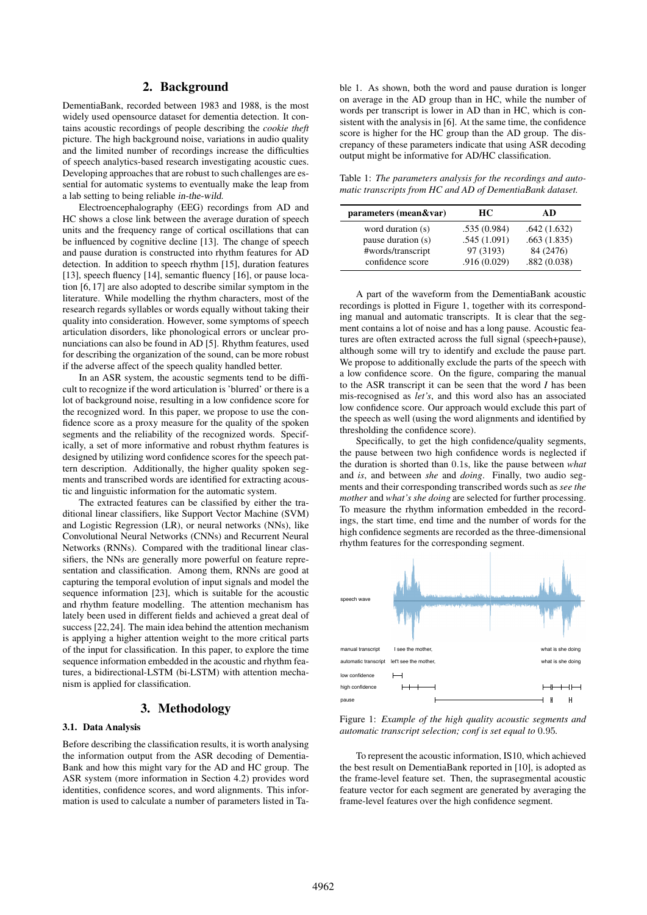## 2. Background

DementiaBank, recorded between 1983 and 1988, is the most widely used opensource dataset for dementia detection. It contains acoustic recordings of people describing the *cookie theft* picture. The high background noise, variations in audio quality and the limited number of recordings increase the difficulties of speech analytics-based research investigating acoustic cues. Developing approaches that are robust to such challenges are essential for automatic systems to eventually make the leap from a lab setting to being reliable *in-the-wild*.

Electroencephalography (EEG) recordings from AD and HC shows a close link between the average duration of speech units and the frequency range of cortical oscillations that can be influenced by cognitive decline [13]. The change of speech and pause duration is constructed into rhythm features for AD detection. In addition to speech rhythm [15], duration features [13], speech fluency [14], semantic fluency [16], or pause location [6, 17] are also adopted to describe similar symptom in the literature. While modelling the rhythm characters, most of the research regards syllables or words equally without taking their quality into consideration. However, some symptoms of speech articulation disorders, like phonological errors or unclear pronunciations can also be found in AD [5]. Rhythm features, used for describing the organization of the sound, can be more robust if the adverse affect of the speech quality handled better.

In an ASR system, the acoustic segments tend to be difficult to recognize if the word articulation is 'blurred' or there is a lot of background noise, resulting in a low confidence score for the recognized word. In this paper, we propose to use the confidence score as a proxy measure for the quality of the spoken segments and the reliability of the recognized words. Specifically, a set of more informative and robust rhythm features is designed by utilizing word confidence scores for the speech pattern description. Additionally, the higher quality spoken segments and transcribed words are identified for extracting acoustic and linguistic information for the automatic system.

The extracted features can be classified by either the traditional linear classifiers, like Support Vector Machine (SVM) and Logistic Regression (LR), or neural networks (NNs), like Convolutional Neural Networks (CNNs) and Recurrent Neural Networks (RNNs). Compared with the traditional linear classifiers, the NNs are generally more powerful on feature representation and classification. Among them, RNNs are good at capturing the temporal evolution of input signals and model the sequence information [23], which is suitable for the acoustic and rhythm feature modelling. The attention mechanism has lately been used in different fields and achieved a great deal of success [22, 24]. The main idea behind the attention mechanism is applying a higher attention weight to the more critical parts of the input for classification. In this paper, to explore the time sequence information embedded in the acoustic and rhythm features, a bidirectional-LSTM (bi-LSTM) with attention mechanism is applied for classification.

## 3. Methodology

### 3.1. Data Analysis

Before describing the classification results, it is worth analysing the information output from the ASR decoding of DementiaBank and how this might vary for the AD and HC group. The ASR system (more information in Section 4.2) provides word identities, confidence scores, and word alignments. This information is used to calculate a number of parameters listed in Table 1. As shown, both the word and pause duration is longer on average in the AD group than in HC, while the number of words per transcript is lower in AD than in HC, which is consistent with the analysis in [6]. At the same time, the confidence score is higher for the HC group than the AD group. The discrepancy of these parameters indicate that using ASR decoding output might be informative for AD/HC classification.

Table 1: *The parameters analysis for the recordings and automatic transcripts from HC and AD of DementiaBank dataset.*

| parameters (mean&var) | HC | AD |
|---|---|---|
| word duration (s) | .535 (0.984) | .642 (1.632) |
| pause duration (s) | .545 (1.091) | .663 (1.835) |
| #words/transcript | 97 (3193) | 84 (2476) |
| confidence score | .916 (0.029) | .882 (0.038) |

A part of the waveform from the DementiaBank acoustic recordings is plotted in Figure 1, together with its corresponding manual and automatic transcripts. It is clear that the segment contains a lot of noise and has a long pause. Acoustic features are often extracted across the full signal (speech+pause), although some will try to identify and exclude the pause part. We propose to additionally exclude the parts of the speech with a low confidence score. On the figure, comparing the manual to the ASR transcript it can be seen that the word *I* has been mis-recognised as *let's*, and this word also has an associated low confidence score. Our approach would exclude this part of the speech as well (using the word alignments and identified by thresholding the confidence score).

Specifically, to get the high confidence/quality segments, the pause between two high confidence words is neglected if the duration is shorted than 0.1s, like the pause between *what* and *is*, and between *she* and *doing*. Finally, two audio segments and their corresponding transcribed words such as *see the mother* and *what's she doing* are selected for further processing. To measure the rhythm information embedded in the recordings, the start time, end time and the number of words for the high confidence segments are recorded as the three-dimensional rhythm features for the corresponding segment.

speech wave

manual transcript: I see the mother, ... what is she doing

automatic transcript: let' see the mother, ... what is she doing

low confidence

high confidence

pause

Figure 1: *Example of the high quality acoustic segments and automatic transcript selection; conf is set equal to* 0.95*.*

To represent the acoustic information, IS10, which achieved the best result on DementiaBank reported in [10], is adopted as the frame-level feature set. Then, the suprasegmental acoustic feature vector for each segment are generated by averaging the frame-level features over the high confidence segment.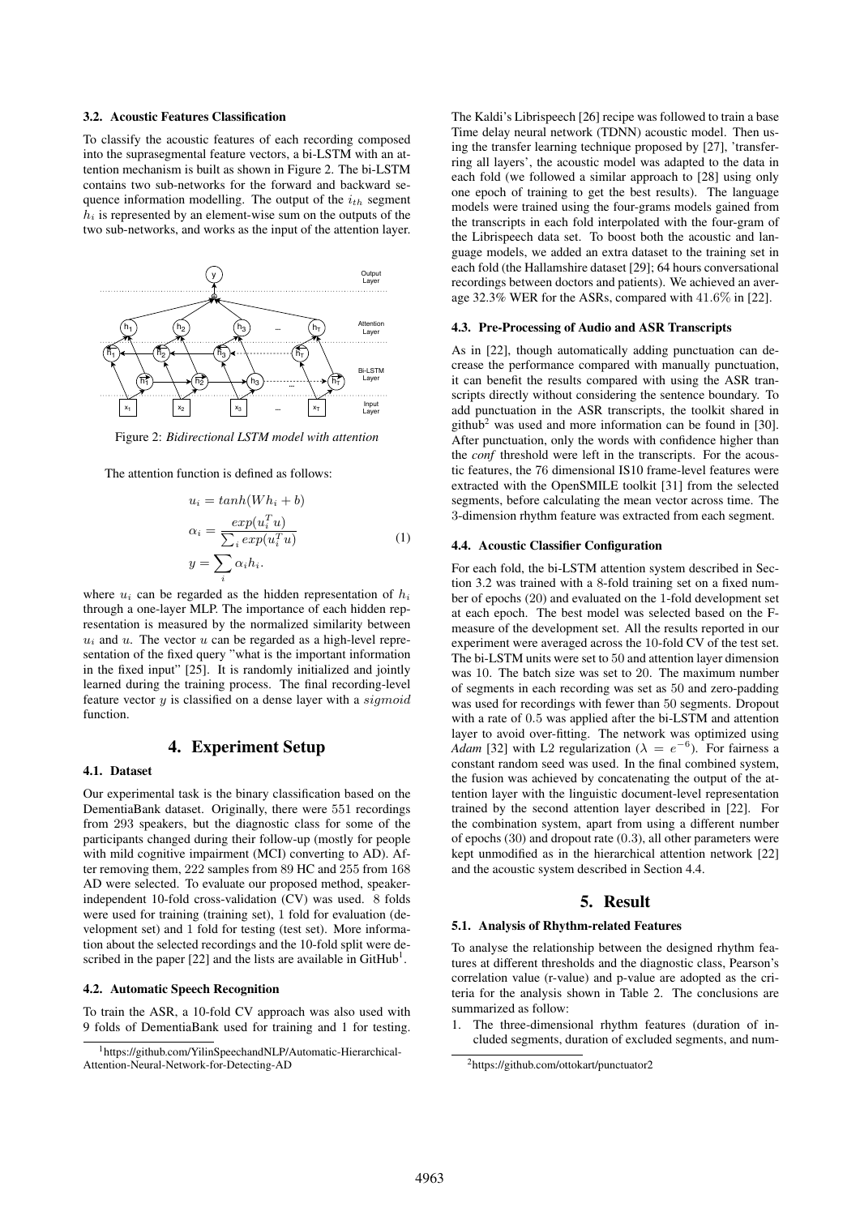### 3.2. Acoustic Features Classification

To classify the acoustic features of each recording composed into the suprasegmental feature vectors, a bi-LSTM with an attention mechanism is built as shown in Figure 2. The bi-LSTM contains two sub-networks for the forward and backward sequence information modelling. The output of the $i_{th}$ segment $h_i$ is represented by an element-wise sum on the outputs of the two sub-networks, and works as the input of the attention layer.

Figure 2: *Bidirectional LSTM model with attention*

The attention function is defined as follows:

$$
\begin{aligned}
u_i &= tanh(Wh_i + b) \\
\alpha_i &= \frac{exp(u_i^T u)}{\sum_i exp(u_i^T u)} \\
y &= \sum_i \alpha_i h_i.
\end{aligned}
\tag{1}
$$

where $u_i$ can be regarded as the hidden representation of $h_i$ through a one-layer MLP. The importance of each hidden representation is measured by the normalized similarity between $u_i$ and $u$. The vector $u$ can be regarded as a high-level representation of the fixed query "what is the important information in the fixed input" [25]. It is randomly initialized and jointly learned during the training process. The final recording-level feature vector $y$ is classified on a dense layer with a $sigmoid$ function.

## 4. Experiment Setup

### 4.1. Dataset

Our experimental task is the binary classification based on the DementiaBank dataset. Originally, there were 551 recordings from 293 speakers, but the diagnostic class for some of the participants changed during their follow-up (mostly for people with mild cognitive impairment (MCI) converting to AD). After removing them, 222 samples from 89 HC and 255 from 168 AD were selected. To evaluate our proposed method, speaker-independent 10-fold cross-validation (CV) was used. 8 folds were used for training (training set), 1 fold for evaluation (development set) and 1 fold for testing (test set). More information about the selected recordings and the 10-fold split were described in the paper [22] and the lists are available in GitHub[1].

### 4.2. Automatic Speech Recognition

To train the ASR, a 10-fold CV approach was also used with 9 folds of DementiaBank used for training and 1 for testing. The Kaldi's Librispeech [26] recipe was followed to train a base Time delay neural network (TDNN) acoustic model. Then using the transfer learning technique proposed by [27], 'transferring all layers', the acoustic model was adapted to the data in each fold (we followed a similar approach to [28] using only one epoch of training to get the best results). The language models were trained using the four-grams models gained from the transcripts in each fold interpolated with the four-gram of the Librispeech data set. To boost both the acoustic and language models, we added an extra dataset to the training set in each fold (the Hallamshire dataset [29]; 64 hours conversational recordings between doctors and patients). We achieved an average 32.3% WER for the ASRs, compared with 41.6% in [22].

### 4.3. Pre-Processing of Audio and ASR Transcripts

As in [22], though automatically adding punctuation can decrease the performance compared with manually punctuation, it can benefit the results compared with using the ASR transcripts directly without considering the sentence boundary. To add punctuation in the ASR transcripts, the toolkit shared in github[2] was used and more information can be found in [30]. After punctuation, only the words with confidence higher than the *conf* threshold were left in the transcripts. For the acoustic features, the 76 dimensional IS10 frame-level features were extracted with the OpenSMILE toolkit [31] from the selected segments, before calculating the mean vector across time. The 3-dimension rhythm feature was extracted from each segment.

### 4.4. Acoustic Classifier Configuration

For each fold, the bi-LSTM attention system described in Section 3.2 was trained with a 8-fold training set on a fixed number of epochs (20) and evaluated on the 1-fold development set at each epoch. The best model was selected based on the F-measure of the development set. All the results reported in our experiment were averaged across the 10-fold CV of the test set. The bi-LSTM units were set to 50 and attention layer dimension was 10. The batch size was set to 20. The maximum number of segments in each recording was set as 50 and zero-padding was used for recordings with fewer than 50 segments. Dropout with a rate of 0.5 was applied after the bi-LSTM and attention layer to avoid over-fitting. The network was optimized using *Adam* [32] with L2 regularization ($\lambda = e^{-6}$). For fairness a constant random seed was used. In the final combined system, the fusion was achieved by concatenating the output of the attention layer with the linguistic document-level representation trained by the second attention layer described in [22]. For the combination system, apart from using a different number of epochs (30) and dropout rate (0.3), all other parameters were kept unmodified as in the hierarchical attention network [22] and the acoustic system described in Section 4.4.

## 5. Result

### 5.1. Analysis of Rhythm-related Features

To analyse the relationship between the designed rhythm features at different thresholds and the diagnostic class, Pearson's correlation value (r-value) and p-value are adopted as the criteria for the analysis shown in Table 2. The conclusions are summarized as follow:

1. The three-dimensional rhythm features (duration of included segments, duration of excluded segments, and num-

[1] https://github.com/YilinSpeechandNLP/Automatic-Hierarchical-Attention-Neural-Network-for-Detecting-AD

[2] https://github.com/ottokart/punctuator2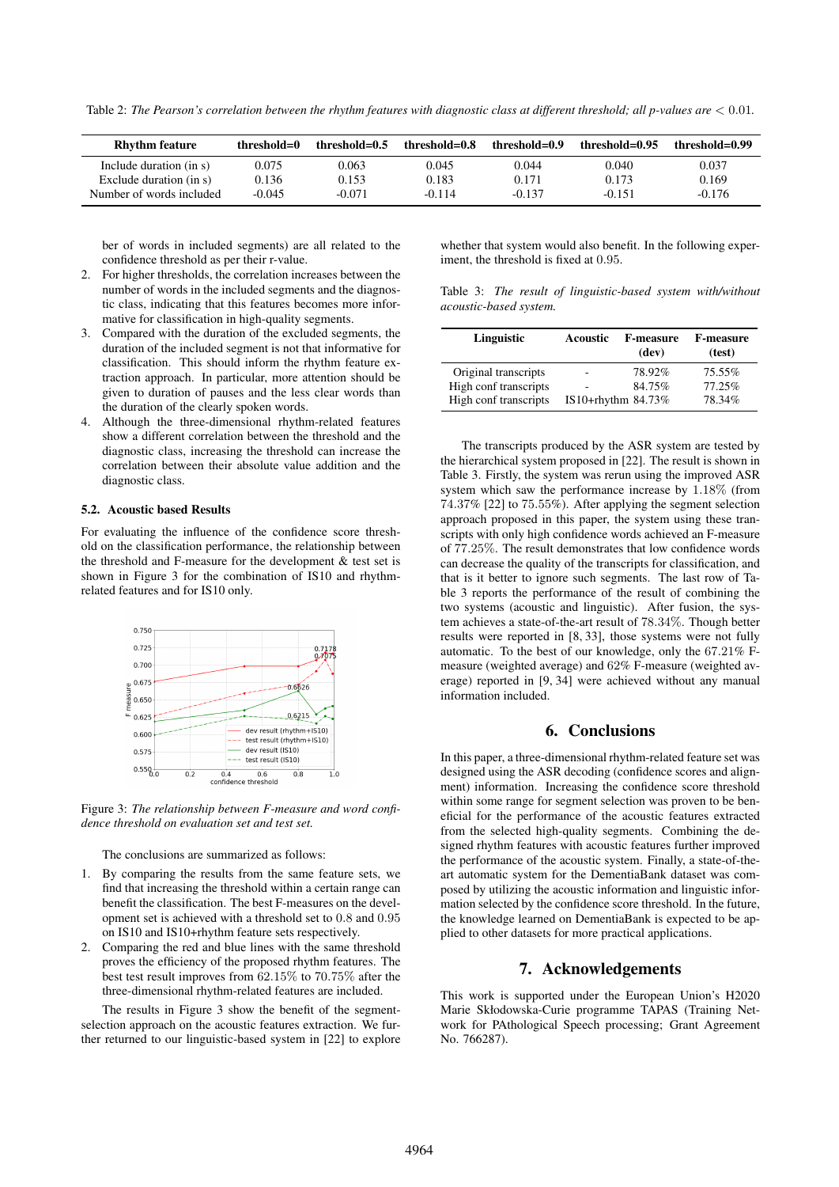Table 2: *The Pearson's correlation between the rhythm features with diagnostic class at different threshold; all p-values are* $< 0.01$.

| Rhythm feature | threshold=0 | threshold=0.5 | threshold=0.8 | threshold=0.9 | threshold=0.95 | threshold=0.99 |
|---|---|---|---|---|---|---|
| Include duration (in s) | 0.075 | 0.063 | 0.045 | 0.044 | 0.040 | 0.037 |
| Exclude duration (in s) | 0.136 | 0.153 | 0.183 | 0.171 | 0.173 | 0.169 |
| Number of words included | -0.045 | -0.071 | -0.114 | -0.137 | -0.151 | -0.176 |

ber of words in included segments) are all related to the confidence threshold as per their r-value.

2. For higher thresholds, the correlation increases between the number of words in the included segments and the diagnostic class, indicating that this features becomes more informative for classification in high-quality segments.
3. Compared with the duration of the excluded segments, the duration of the included segment is not that informative for classification. This should inform the rhythm feature extraction approach. In particular, more attention should be given to duration of pauses and the less clear words than the duration of the clearly spoken words.
4. Although the three-dimensional rhythm-related features show a different correlation between the threshold and the diagnostic class, increasing the threshold can increase the correlation between their absolute value addition and the diagnostic class.

### 5.2. Acoustic based Results

For evaluating the influence of the confidence score threshold on the classification performance, the relationship between the threshold and F-measure for the development & test set is shown in Figure 3 for the combination of IS10 and rhythm-related features and for IS10 only.

0.750
0.725
0.700
0.675
0.650
0.625
0.600
0.575
0.550
F measure
0.0 0.2 0.4 0.6 0.8 1.0
confidence threshold
0.7178
0.7075
0.6526
0.6215
dev result (rhythm+IS10)
test result (rhythm+IS10)
dev result (IS10)
test result (IS10)

Figure 3: *The relationship between F-measure and word confidence threshold on evaluation set and test set.*

The conclusions are summarized as follows:

1. By comparing the results from the same feature sets, we find that increasing the threshold within a certain range can benefit the classification. The best F-measures on the development set is achieved with a threshold set to 0.8 and 0.95 on IS10 and IS10+rhythm feature sets respectively.
2. Comparing the red and blue lines with the same threshold proves the efficiency of the proposed rhythm features. The best test result improves from $62.15\%$ to $70.75\%$ after the three-dimensional rhythm-related features are included.

The results in Figure 3 show the benefit of the segment-selection approach on the acoustic features extraction. We further returned to our linguistic-based system in [22] to explore whether that system would also benefit. In the following experiment, the threshold is fixed at 0.95.

Table 3: *The result of linguistic-based system with/without acoustic-based system.*

| Linguistic | Acoustic | F-measure (dev) | F-measure (test) |
|---|---|---|---|
| Original transcripts | - | 78.92% | 75.55% |
| High conf transcripts | - | 84.75% | 77.25% |
| High conf transcripts | IS10+rhythm | 84.73% | 78.34% |

The transcripts produced by the ASR system are tested by the hierarchical system proposed in [22]. The result is shown in Table 3. Firstly, the system was rerun using the improved ASR system which saw the performance increase by $1.18\%$ (from $74.37\%$ [22] to $75.55\%$). After applying the segment selection approach proposed in this paper, the system using these transcripts with only high confidence words achieved an F-measure of $77.25\%$. The result demonstrates that low confidence words can decrease the quality of the transcripts for classification, and that is it better to ignore such segments. The last row of Table 3 reports the performance of the result of combining the two systems (acoustic and linguistic). After fusion, the system achieves a state-of-the-art result of $78.34\%$. Though better results were reported in [8, 33], those systems were not fully automatic. To the best of our knowledge, only the $67.21\%$ F-measure (weighted average) and 62% F-measure (weighted average) reported in [9, 34] were achieved without any manual information included.

## 6. Conclusions

In this paper, a three-dimensional rhythm-related feature set was designed using the ASR decoding (confidence scores and alignment) information. Increasing the confidence score threshold within some range for segment selection was proven to be beneficial for the performance of the acoustic features extracted from the selected high-quality segments. Combining the designed rhythm features with acoustic features further improved the performance of the acoustic system. Finally, a state-of-the-art automatic system for the DementiaBank dataset was composed by utilizing the acoustic information and linguistic information selected by the confidence score threshold. In the future, the knowledge learned on DementiaBank is expected to be applied to other datasets for more practical applications.

## 7. Acknowledgements

This work is supported under the European Union's H2020 Marie Skłodowska-Curie programme TAPAS (Training Network for PAthological Speech processing; Grant Agreement No. 766287).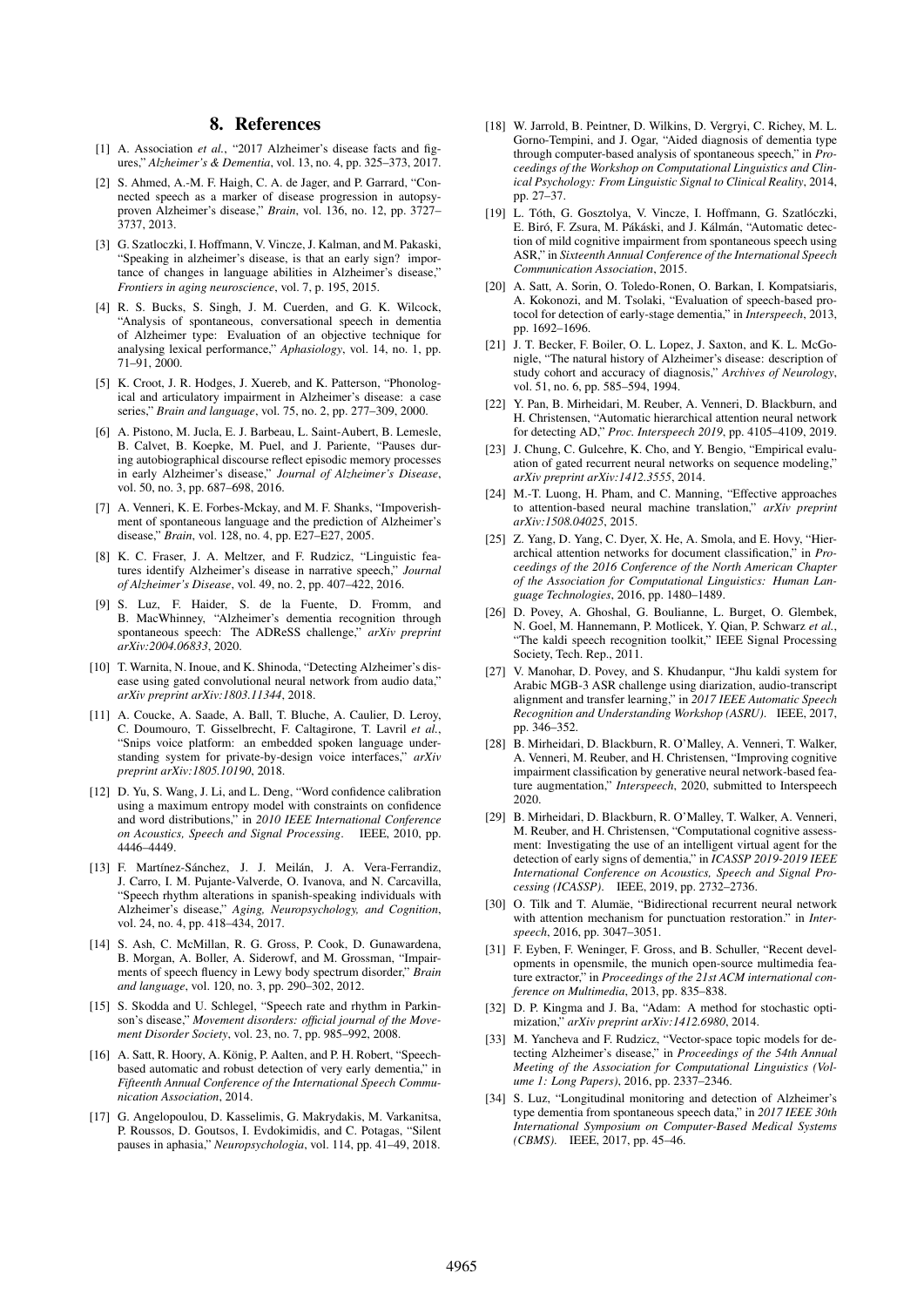## 8. References

[1] A. Association *et al.*, "2017 Alzheimer's disease facts and figures," *Alzheimer's & Dementia*, vol. 13, no. 4, pp. 325–373, 2017.

[2] S. Ahmed, A.-M. F. Haigh, C. A. de Jager, and P. Garrard, "Connected speech as a marker of disease progression in autopsy-proven Alzheimer's disease," *Brain*, vol. 136, no. 12, pp. 3727–3737, 2013.

[3] G. Szatloczki, I. Hoffmann, V. Vincze, J. Kalman, and M. Pakaski, "Speaking in alzheimer's disease, is that an early sign? importance of changes in language abilities in Alzheimer's disease," *Frontiers in aging neuroscience*, vol. 7, p. 195, 2015.

[4] R. S. Bucks, S. Singh, J. M. Cuerden, and G. K. Wilcock, "Analysis of spontaneous, conversational speech in dementia of Alzheimer type: Evaluation of an objective technique for analysing lexical performance," *Aphasiology*, vol. 14, no. 1, pp. 71–91, 2000.

[5] K. Croot, J. R. Hodges, J. Xuereb, and K. Patterson, "Phonological and articulatory impairment in Alzheimer's disease: a case series," *Brain and language*, vol. 75, no. 2, pp. 277–309, 2000.

[6] A. Pistono, M. Jucla, E. J. Barbeau, L. Saint-Aubert, B. Lemesle, B. Calvet, B. Koepke, M. Puel, and J. Pariente, "Pauses during autobiographical discourse reflect episodic memory processes in early Alzheimer's disease," *Journal of Alzheimer's Disease*, vol. 50, no. 3, pp. 687–698, 2016.

[7] A. Venneri, K. E. Forbes-Mckay, and M. F. Shanks, "Impoverishment of spontaneous language and the prediction of Alzheimer's disease," *Brain*, vol. 128, no. 4, pp. E27–E27, 2005.

[8] K. C. Fraser, J. A. Meltzer, and F. Rudzicz, "Linguistic features identify Alzheimer's disease in narrative speech," *Journal of Alzheimer's Disease*, vol. 49, no. 2, pp. 407–422, 2016.

[9] S. Luz, F. Haider, S. de la Fuente, D. Fromm, and B. MacWhinney, "Alzheimer's dementia recognition through spontaneous speech: The ADReSS challenge," *arXiv preprint arXiv:2004.06833*, 2020.

[10] T. Warnita, N. Inoue, and K. Shinoda, "Detecting Alzheimer's disease using gated convolutional neural network from audio data," *arXiv preprint arXiv:1803.11344*, 2018.

[11] A. Coucke, A. Saade, A. Ball, T. Bluche, A. Caulier, D. Leroy, C. Doumouro, T. Gisselbrecht, F. Caltagirone, T. Lavril *et al.*, "Snips voice platform: an embedded spoken language understanding system for private-by-design voice interfaces," *arXiv preprint arXiv:1805.10190*, 2018.

[12] D. Yu, S. Wang, J. Li, and L. Deng, "Word confidence calibration using a maximum entropy model with constraints on confidence and word distributions," in *2010 IEEE International Conference on Acoustics, Speech and Signal Processing*. IEEE, 2010, pp. 4446–4449.

[13] F. Martínez-Sánchez, J. J. Meilán, J. A. Vera-Ferrandiz, J. Carro, I. M. Pujante-Valverde, O. Ivanova, and N. Carcavilla, "Speech rhythm alterations in spanish-speaking individuals with Alzheimer's disease," *Aging, Neuropsychology, and Cognition*, vol. 24, no. 4, pp. 418–434, 2017.

[14] S. Ash, C. McMillan, R. G. Gross, P. Cook, D. Gunawardena, B. Morgan, A. Boller, A. Siderowf, and M. Grossman, "Impairments of speech fluency in Lewy body spectrum disorder," *Brain and language*, vol. 120, no. 3, pp. 290–302, 2012.

[15] S. Skodda and U. Schlegel, "Speech rate and rhythm in Parkinson's disease," *Movement disorders: official journal of the Movement Disorder Society*, vol. 23, no. 7, pp. 985–992, 2008.

[16] A. Satt, R. Hoory, A. König, P. Aalten, and P. H. Robert, "Speech-based automatic and robust detection of very early dementia," in *Fifteenth Annual Conference of the International Speech Communication Association*, 2014.

[17] G. Angelopoulou, D. Kasselimis, G. Makrydakis, M. Varkanitsa, P. Roussos, D. Goutsos, I. Evdokimidis, and C. Potagas, "Silent pauses in aphasia," *Neuropsychologia*, vol. 114, pp. 41–49, 2018.

[18] W. Jarrold, B. Peintner, D. Wilkins, D. Vergryi, C. Richey, M. L. Gorno-Tempini, and J. Ogar, "Aided diagnosis of dementia type through computer-based analysis of spontaneous speech," in *Proceedings of the Workshop on Computational Linguistics and Clinical Psychology: From Linguistic Signal to Clinical Reality*, 2014, pp. 27–37.

[19] L. Tóth, G. Gosztolya, V. Vincze, I. Hoffmann, G. Szatlóczki, E. Biró, F. Zsura, M. Pákáski, and J. Kálmán, "Automatic detection of mild cognitive impairment from spontaneous speech using ASR," in *Sixteenth Annual Conference of the International Speech Communication Association*, 2015.

[20] A. Satt, A. Sorin, O. Toledo-Ronen, O. Barkan, I. Kompatsiaris, A. Kokonozi, and M. Tsolaki, "Evaluation of speech-based protocol for detection of early-stage dementia," in *Interspeech*, 2013, pp. 1692–1696.

[21] J. T. Becker, F. Boiler, O. L. Lopez, J. Saxton, and K. L. McGonigle, "The natural history of Alzheimer's disease: description of study cohort and accuracy of diagnosis," *Archives of Neurology*, vol. 51, no. 6, pp. 585–594, 1994.

[22] Y. Pan, B. Mirheidari, M. Reuber, A. Venneri, D. Blackburn, and H. Christensen, "Automatic hierarchical attention neural network for detecting AD," *Proc. Interspeech 2019*, pp. 4105–4109, 2019.

[23] J. Chung, C. Gulcehre, K. Cho, and Y. Bengio, "Empirical evaluation of gated recurrent neural networks on sequence modeling," *arXiv preprint arXiv:1412.3555*, 2014.

[24] M.-T. Luong, H. Pham, and C. Manning, "Effective approaches to attention-based neural machine translation," *arXiv preprint arXiv:1508.04025*, 2015.

[25] Z. Yang, D. Yang, C. Dyer, X. He, A. Smola, and E. Hovy, "Hierarchical attention networks for document classification," in *Proceedings of the 2016 Conference of the North American Chapter of the Association for Computational Linguistics: Human Language Technologies*, 2016, pp. 1480–1489.

[26] D. Povey, A. Ghoshal, G. Boulianne, L. Burget, O. Glembek, N. Goel, M. Hannemann, P. Motlicek, Y. Qian, P. Schwarz *et al.*, "The kaldi speech recognition toolkit," IEEE Signal Processing Society, Tech. Rep., 2011.

[27] V. Manohar, D. Povey, and S. Khudanpur, "Jhu kaldi system for Arabic MGB-3 ASR challenge using diarization, audio-transcript alignment and transfer learning," in *2017 IEEE Automatic Speech Recognition and Understanding Workshop (ASRU)*. IEEE, 2017, pp. 346–352.

[28] B. Mirheidari, D. Blackburn, R. O'Malley, A. Venneri, T. Walker, A. Venneri, M. Reuber, and H. Christensen, "Improving cognitive impairment classification by generative neural network-based feature augmentation," *Interspeech*, 2020, submitted to Interspeech 2020.

[29] B. Mirheidari, D. Blackburn, R. O'Malley, T. Walker, A. Venneri, M. Reuber, and H. Christensen, "Computational cognitive assessment: Investigating the use of an intelligent virtual agent for the detection of early signs of dementia," in *ICASSP 2019-2019 IEEE International Conference on Acoustics, Speech and Signal Processing (ICASSP)*. IEEE, 2019, pp. 2732–2736.

[30] O. Tilk and T. Alumäe, "Bidirectional recurrent neural network with attention mechanism for punctuation restoration." in *Interspeech*, 2016, pp. 3047–3051.

[31] F. Eyben, F. Weninger, F. Gross, and B. Schuller, "Recent developments in opensmile, the munich open-source multimedia feature extractor," in *Proceedings of the 21st ACM international conference on Multimedia*, 2013, pp. 835–838.

[32] D. P. Kingma and J. Ba, "Adam: A method for stochastic optimization," *arXiv preprint arXiv:1412.6980*, 2014.

[33] M. Yancheva and F. Rudzicz, "Vector-space topic models for detecting Alzheimer's disease," in *Proceedings of the 54th Annual Meeting of the Association for Computational Linguistics (Volume 1: Long Papers)*, 2016, pp. 2337–2346.

[34] S. Luz, "Longitudinal monitoring and detection of Alzheimer's type dementia from spontaneous speech data," in *2017 IEEE 30th International Symposium on Computer-Based Medical Systems (CBMS)*. IEEE, 2017, pp. 45–46.